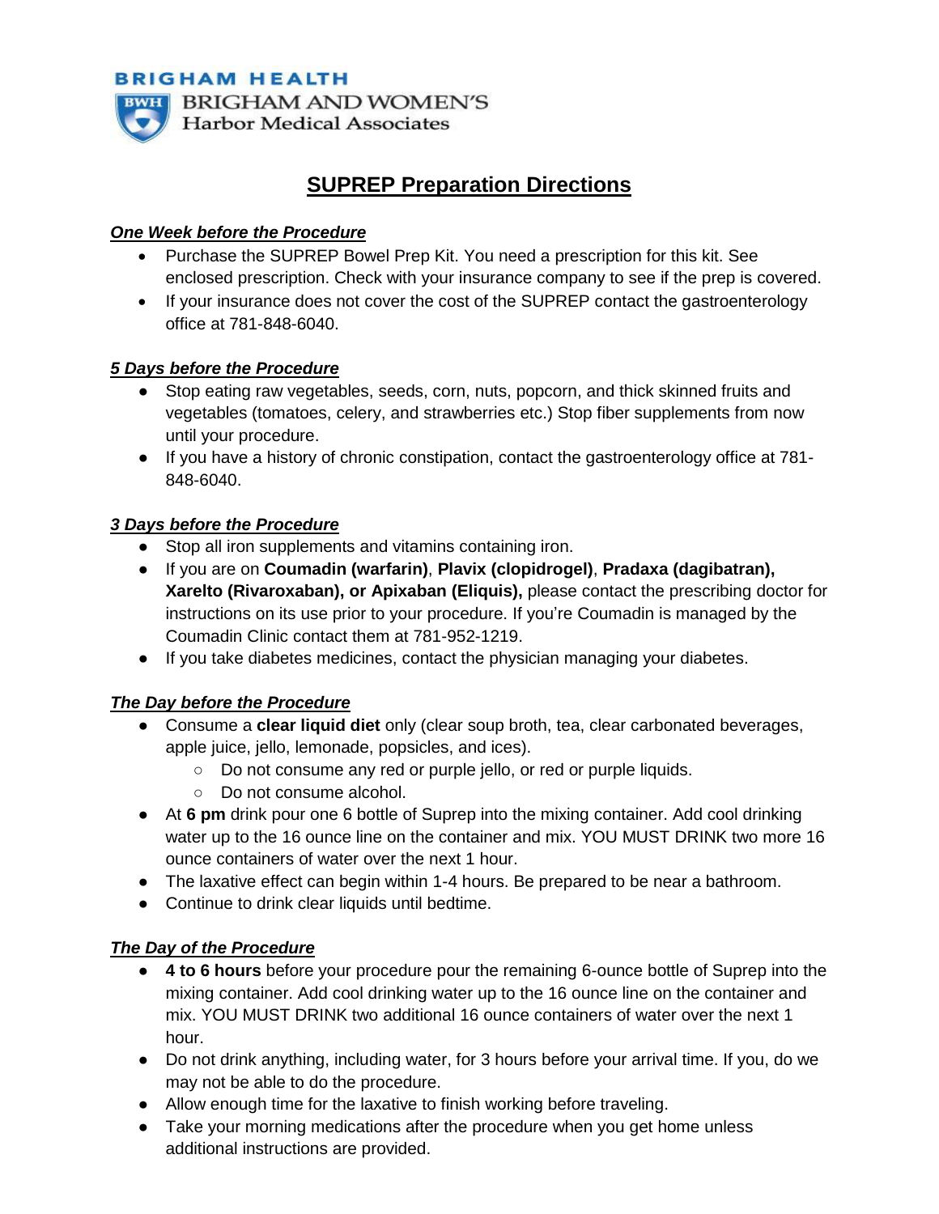BRIGHAM HEALTH

BRIGHAM AND WOMEN'S
Harbor Medical Associates

# SUPREP Preparation Directions

### ***One Week before the Procedure***

- Purchase the SUPREP Bowel Prep Kit. You need a prescription for this kit. See enclosed prescription. Check with your insurance company to see if the prep is covered.
- If your insurance does not cover the cost of the SUPREP contact the gastroenterology office at 781-848-6040.

### ***5 Days before the Procedure***

- Stop eating raw vegetables, seeds, corn, nuts, popcorn, and thick skinned fruits and vegetables (tomatoes, celery, and strawberries etc.) Stop fiber supplements from now until your procedure.
- If you have a history of chronic constipation, contact the gastroenterology office at 781-848-6040.

### ***3 Days before the Procedure***

- Stop all iron supplements and vitamins containing iron.
- If you are on **Coumadin (warfarin)**, **Plavix (clopidrogel)**, **Pradaxa (dagibatran), Xarelto (Rivaroxaban), or Apixaban (Eliquis),** please contact the prescribing doctor for instructions on its use prior to your procedure. If you're Coumadin is managed by the Coumadin Clinic contact them at 781-952-1219.
- If you take diabetes medicines, contact the physician managing your diabetes.

### ***The Day before the Procedure***

- Consume a **clear liquid diet** only (clear soup broth, tea, clear carbonated beverages, apple juice, jello, lemonade, popsicles, and ices).
  - Do not consume any red or purple jello, or red or purple liquids.
  - Do not consume alcohol.
- At **6 pm** drink pour one 6 bottle of Suprep into the mixing container. Add cool drinking water up to the 16 ounce line on the container and mix. YOU MUST DRINK two more 16 ounce containers of water over the next 1 hour.
- The laxative effect can begin within 1-4 hours. Be prepared to be near a bathroom.
- Continue to drink clear liquids until bedtime.

### ***The Day of the Procedure***

- **4 to 6 hours** before your procedure pour the remaining 6-ounce bottle of Suprep into the mixing container. Add cool drinking water up to the 16 ounce line on the container and mix. YOU MUST DRINK two additional 16 ounce containers of water over the next 1 hour.
- Do not drink anything, including water, for 3 hours before your arrival time. If you, do we may not be able to do the procedure.
- Allow enough time for the laxative to finish working before traveling.
- Take your morning medications after the procedure when you get home unless additional instructions are provided.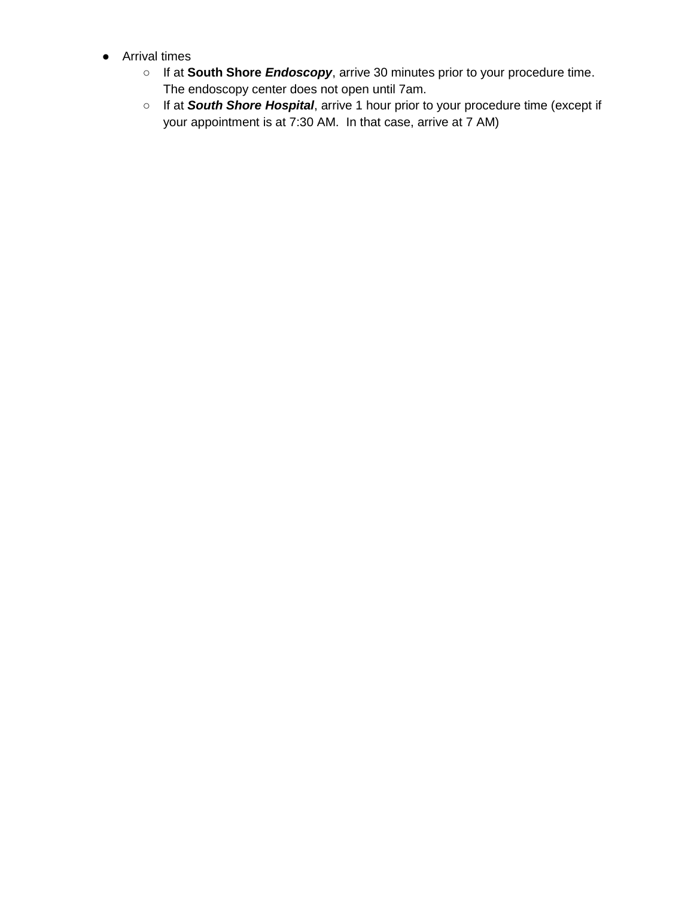- Arrival times
  - If at **South Shore *Endoscopy***, arrive 30 minutes prior to your procedure time. The endoscopy center does not open until 7am.
  - If at ***South Shore Hospital***, arrive 1 hour prior to your procedure time (except if your appointment is at 7:30 AM. In that case, arrive at 7 AM)